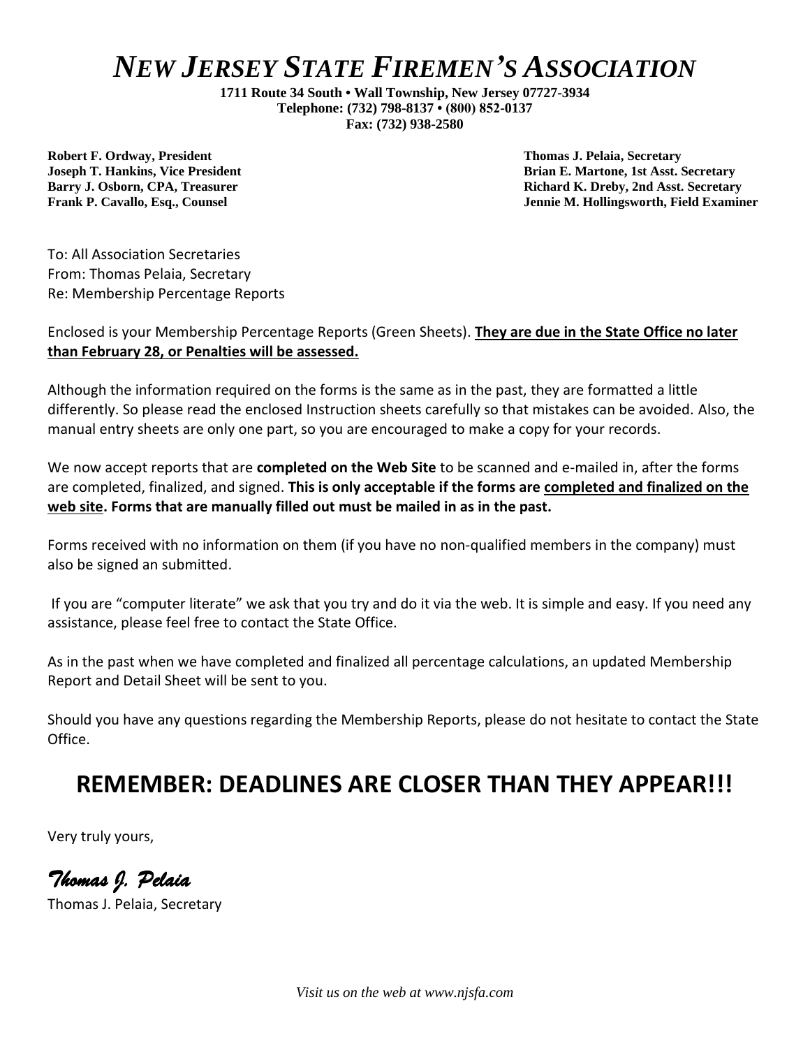# *NEW JERSEY STATE FIREMEN'S ASSOCIATION*

**1711 Route 34 South • Wall Township, New Jersey 07727-3934**
**Telephone: (732) 798-8137 • (800) 852-0137**
**Fax: (732) 938-2580**

**Robert F. Ordway, President**
**Joseph T. Hankins, Vice President**
**Barry J. Osborn, CPA, Treasurer**
**Frank P. Cavallo, Esq., Counsel**

**Thomas J. Pelaia, Secretary**
**Brian E. Martone, 1st Asst. Secretary**
**Richard K. Dreby, 2nd Asst. Secretary**
**Jennie M. Hollingsworth, Field Examiner**

To: All Association Secretaries
From: Thomas Pelaia, Secretary
Re: Membership Percentage Reports

Enclosed is your Membership Percentage Reports (Green Sheets). **<u>They are due in the State Office no later than February 28, or Penalties will be assessed.</u>**

Although the information required on the forms is the same as in the past, they are formatted a little differently. So please read the enclosed Instruction sheets carefully so that mistakes can be avoided. Also, the manual entry sheets are only one part, so you are encouraged to make a copy for your records.

We now accept reports that are **completed on the Web Site** to be scanned and e-mailed in, after the forms are completed, finalized, and signed. **This is only acceptable if the forms are <u>completed and finalized on the web site</u>. Forms that are manually filled out must be mailed in as in the past.**

Forms received with no information on them (if you have no non-qualified members in the company) must also be signed an submitted.

If you are "computer literate" we ask that you try and do it via the web. It is simple and easy. If you need any assistance, please feel free to contact the State Office.

As in the past when we have completed and finalized all percentage calculations, an updated Membership Report and Detail Sheet will be sent to you.

Should you have any questions regarding the Membership Reports, please do not hesitate to contact the State Office.

## REMEMBER: DEADLINES ARE CLOSER THAN THEY APPEAR!!!

Very truly yours,

*Thomas J. Pelaia*
Thomas J. Pelaia, Secretary

*Visit us on the web at www.njsfa.com*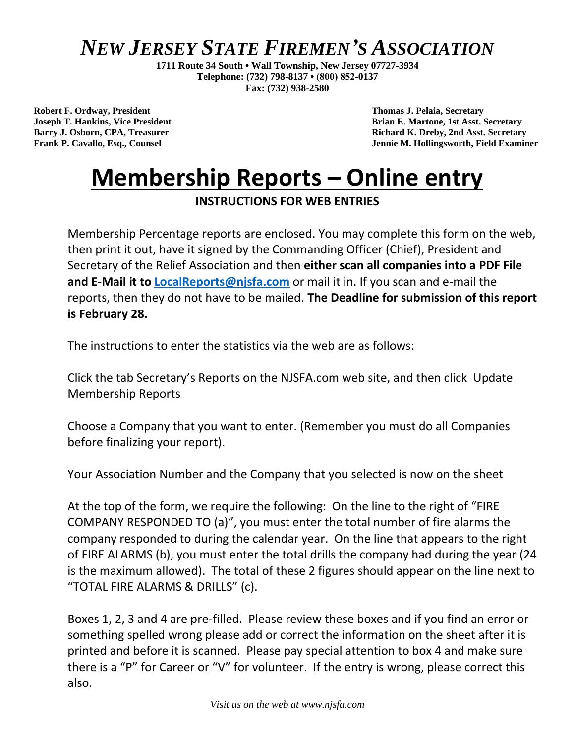# *NEW JERSEY STATE FIREMEN'S ASSOCIATION*

**1711 Route 34 South • Wall Township, New Jersey 07727-3934**
**Telephone: (732) 798-8137 • (800) 852-0137**
**Fax: (732) 938-2580**

**Robert F. Ordway, President**
**Joseph T. Hankins, Vice President**
**Barry J. Osborn, CPA, Treasurer**
**Frank P. Cavallo, Esq., Counsel**

**Thomas J. Pelaia, Secretary**
**Brian E. Martone, 1st Asst. Secretary**
**Richard K. Dreby, 2nd Asst. Secretary**
**Jennie M. Hollingsworth, Field Examiner**

# Membership Reports – Online entry

**INSTRUCTIONS FOR WEB ENTRIES**

Membership Percentage reports are enclosed. You may complete this form on the web, then print it out, have it signed by the Commanding Officer (Chief), President and Secretary of the Relief Association and then **either scan all companies into a PDF File and E-Mail it to [LocalReports@njsfa.com](mailto:LocalReports@njsfa.com)** or mail it in. If you scan and e-mail the reports, then they do not have to be mailed. **The Deadline for submission of this report is February 28.**

The instructions to enter the statistics via the web are as follows:

Click the tab Secretary's Reports on the NJSFA.com web site, and then click Update Membership Reports

Choose a Company that you want to enter. (Remember you must do all Companies before finalizing your report).

Your Association Number and the Company that you selected is now on the sheet

At the top of the form, we require the following: On the line to the right of "FIRE COMPANY RESPONDED TO (a)", you must enter the total number of fire alarms the company responded to during the calendar year. On the line that appears to the right of FIRE ALARMS (b), you must enter the total drills the company had during the year (24 is the maximum allowed). The total of these 2 figures should appear on the line next to "TOTAL FIRE ALARMS & DRILLS" (c).

Boxes 1, 2, 3 and 4 are pre-filled. Please review these boxes and if you find an error or something spelled wrong please add or correct the information on the sheet after it is printed and before it is scanned. Please pay special attention to box 4 and make sure there is a "P" for Career or "V" for volunteer. If the entry is wrong, please correct this also.

*Visit us on the web at www.njsfa.com*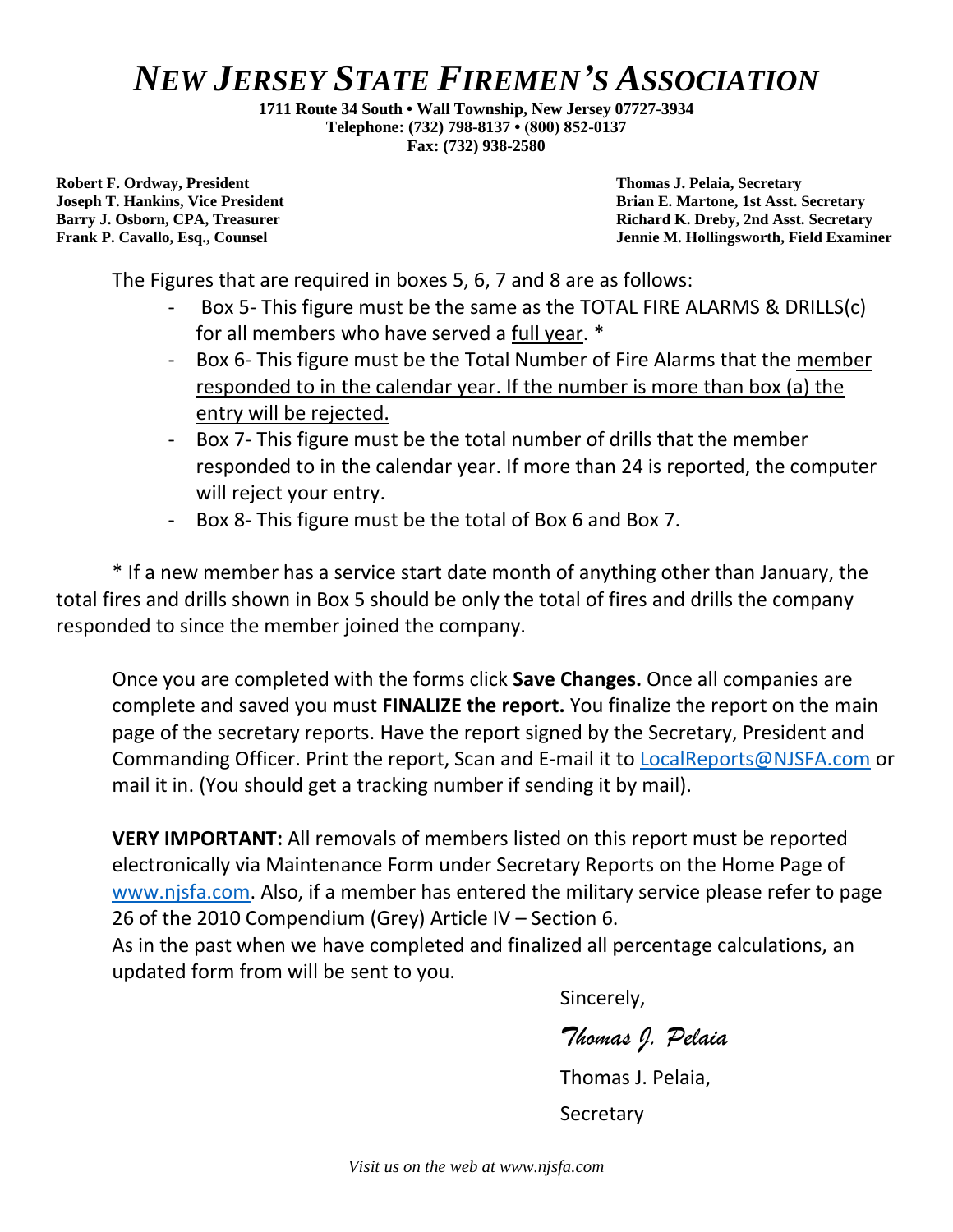# *NEW JERSEY STATE FIREMEN'S ASSOCIATION*

**1711 Route 34 South • Wall Township, New Jersey 07727-3934**
**Telephone: (732) 798-8137 • (800) 852-0137**
**Fax: (732) 938-2580**

**Robert F. Ordway, President**
**Joseph T. Hankins, Vice President**
**Barry J. Osborn, CPA, Treasurer**
**Frank P. Cavallo, Esq., Counsel**

**Thomas J. Pelaia, Secretary**
**Brian E. Martone, 1st Asst. Secretary**
**Richard K. Dreby, 2nd Asst. Secretary**
**Jennie M. Hollingsworth, Field Examiner**

The Figures that are required in boxes 5, 6, 7 and 8 are as follows:

- Box 5- This figure must be the same as the TOTAL FIRE ALARMS & DRILLS(c) for all members who have served a full year. *
- Box 6- This figure must be the Total Number of Fire Alarms that the member responded to in the calendar year. If the number is more than box (a) the entry will be rejected.
- Box 7- This figure must be the total number of drills that the member responded to in the calendar year. If more than 24 is reported, the computer will reject your entry.
- Box 8- This figure must be the total of Box 6 and Box 7.

* If a new member has a service start date month of anything other than January, the total fires and drills shown in Box 5 should be only the total of fires and drills the company responded to since the member joined the company.

Once you are completed with the forms click **Save Changes.** Once all companies are complete and saved you must **FINALIZE the report.** You finalize the report on the main page of the secretary reports. Have the report signed by the Secretary, President and Commanding Officer. Print the report, Scan and E-mail it to LocalReports@NJSFA.com or mail it in. (You should get a tracking number if sending it by mail).

**VERY IMPORTANT:** All removals of members listed on this report must be reported electronically via Maintenance Form under Secretary Reports on the Home Page of www.njsfa.com. Also, if a member has entered the military service please refer to page 26 of the 2010 Compendium (Grey) Article IV – Section 6.

As in the past when we have completed and finalized all percentage calculations, an updated form from will be sent to you.

Sincerely,

*Thomas J. Pelaia*

Thomas J. Pelaia,

Secretary

*Visit us on the web at www.njsfa.com*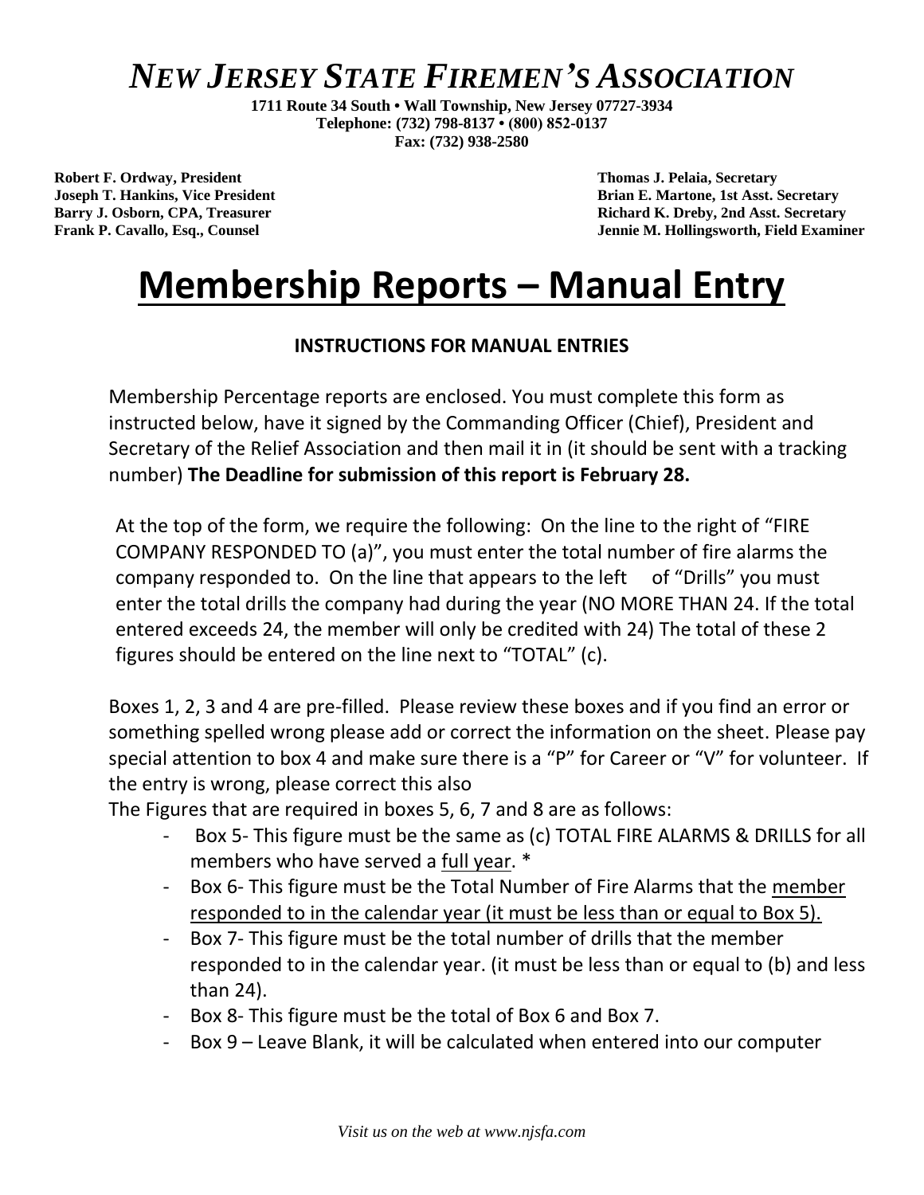# *NEW JERSEY STATE FIREMEN'S ASSOCIATION*

**1711 Route 34 South • Wall Township, New Jersey 07727-3934**
**Telephone: (732) 798-8137 • (800) 852-0137**
**Fax: (732) 938-2580**

**Robert F. Ordway, President**
**Joseph T. Hankins, Vice President**
**Barry J. Osborn, CPA, Treasurer**
**Frank P. Cavallo, Esq., Counsel**

**Thomas J. Pelaia, Secretary**
**Brian E. Martone, 1st Asst. Secretary**
**Richard K. Dreby, 2nd Asst. Secretary**
**Jennie M. Hollingsworth, Field Examiner**

# Membership Reports – Manual Entry

### INSTRUCTIONS FOR MANUAL ENTRIES

Membership Percentage reports are enclosed. You must complete this form as instructed below, have it signed by the Commanding Officer (Chief), President and Secretary of the Relief Association and then mail it in (it should be sent with a tracking number) **The Deadline for submission of this report is February 28.**

At the top of the form, we require the following: On the line to the right of "FIRE COMPANY RESPONDED TO (a)", you must enter the total number of fire alarms the company responded to. On the line that appears to the left of "Drills" you must enter the total drills the company had during the year (NO MORE THAN 24. If the total entered exceeds 24, the member will only be credited with 24) The total of these 2 figures should be entered on the line next to "TOTAL" (c).

Boxes 1, 2, 3 and 4 are pre-filled. Please review these boxes and if you find an error or something spelled wrong please add or correct the information on the sheet. Please pay special attention to box 4 and make sure there is a "P" for Career or "V" for volunteer. If the entry is wrong, please correct this also

The Figures that are required in boxes 5, 6, 7 and 8 are as follows:

- Box 5- This figure must be the same as (c) TOTAL FIRE ALARMS & DRILLS for all members who have served a <u>full year</u>. *
- Box 6- This figure must be the Total Number of Fire Alarms that the <u>member responded to in the calendar year (it must be less than or equal to Box 5).</u>
- Box 7- This figure must be the total number of drills that the member responded to in the calendar year. (it must be less than or equal to (b) and less than 24).
- Box 8- This figure must be the total of Box 6 and Box 7.
- Box 9 – Leave Blank, it will be calculated when entered into our computer

*Visit us on the web at www.njsfa.com*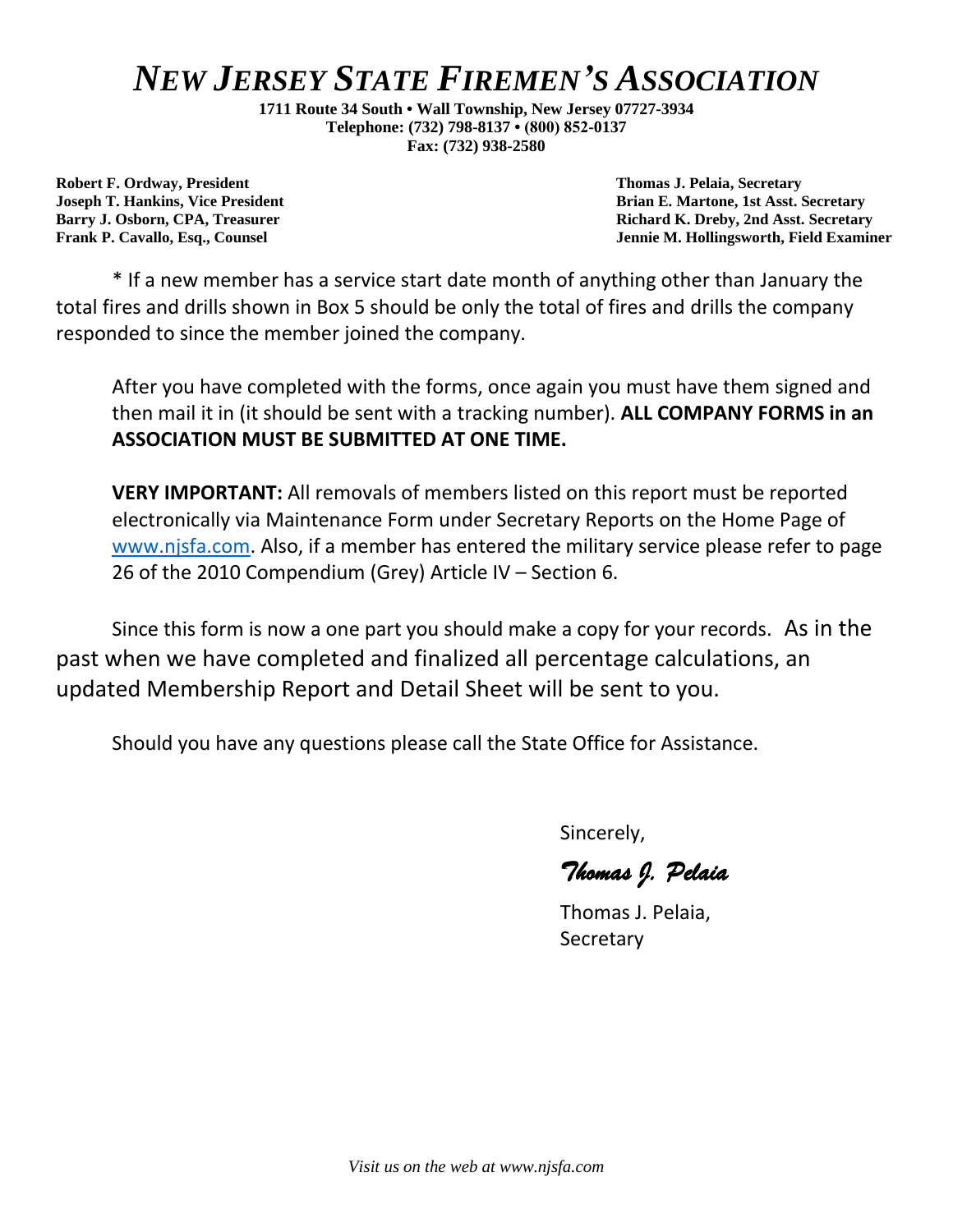# *NEW JERSEY STATE FIREMEN'S ASSOCIATION*

**1711 Route 34 South • Wall Township, New Jersey 07727-3934**
**Telephone: (732) 798-8137 • (800) 852-0137**
**Fax: (732) 938-2580**

**Robert F. Ordway, President**
**Joseph T. Hankins, Vice President**
**Barry J. Osborn, CPA, Treasurer**
**Frank P. Cavallo, Esq., Counsel**

**Thomas J. Pelaia, Secretary**
**Brian E. Martone, 1st Asst. Secretary**
**Richard K. Dreby, 2nd Asst. Secretary**
**Jennie M. Hollingsworth, Field Examiner**

* If a new member has a service start date month of anything other than January the total fires and drills shown in Box 5 should be only the total of fires and drills the company responded to since the member joined the company.

After you have completed with the forms, once again you must have them signed and then mail it in (it should be sent with a tracking number). **ALL COMPANY FORMS in an ASSOCIATION MUST BE SUBMITTED AT ONE TIME.**

**VERY IMPORTANT:** All removals of members listed on this report must be reported electronically via Maintenance Form under Secretary Reports on the Home Page of www.njsfa.com. Also, if a member has entered the military service please refer to page 26 of the 2010 Compendium (Grey) Article IV – Section 6.

Since this form is now a one part you should make a copy for your records. As in the past when we have completed and finalized all percentage calculations, an updated Membership Report and Detail Sheet will be sent to you.

Should you have any questions please call the State Office for Assistance.

Sincerely,

*Thomas J. Pelaia*

Thomas J. Pelaia,
Secretary

*Visit us on the web at www.njsfa.com*